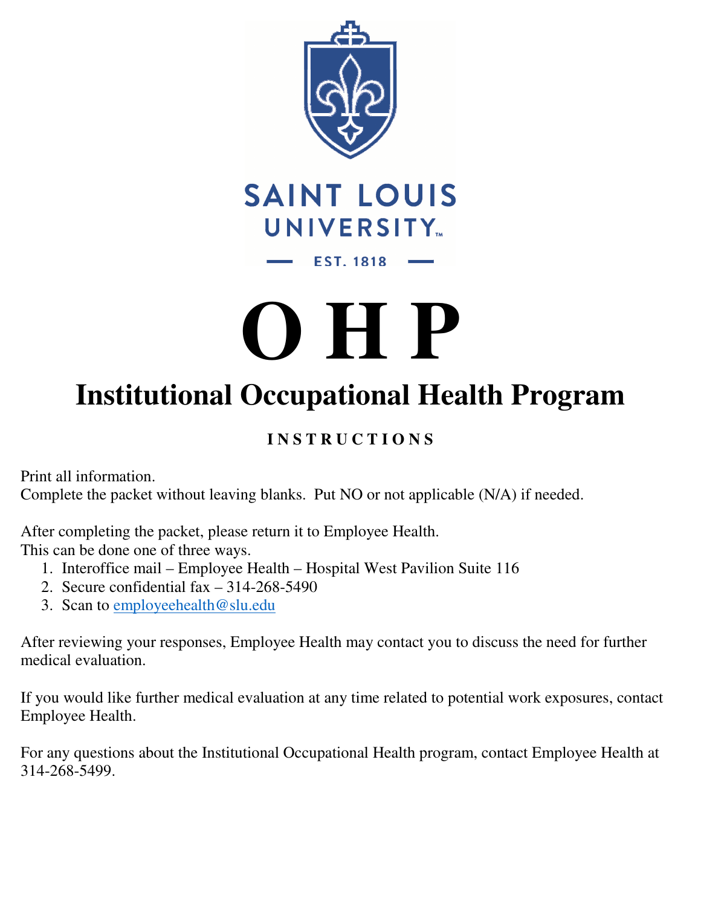SAINT LOUIS UNIVERSITY

EST. 1818

# O H P

# Institutional Occupational Health Program

## INSTRUCTIONS

Print all information.
Complete the packet without leaving blanks. Put NO or not applicable (N/A) if needed.

After completing the packet, please return it to Employee Health.
This can be done one of three ways.

1. Interoffice mail – Employee Health – Hospital West Pavilion Suite 116
2. Secure confidential fax – 314-268-5490
3. Scan to employeehealth@slu.edu

After reviewing your responses, Employee Health may contact you to discuss the need for further medical evaluation.

If you would like further medical evaluation at any time related to potential work exposures, contact Employee Health.

For any questions about the Institutional Occupational Health program, contact Employee Health at 314-268-5499.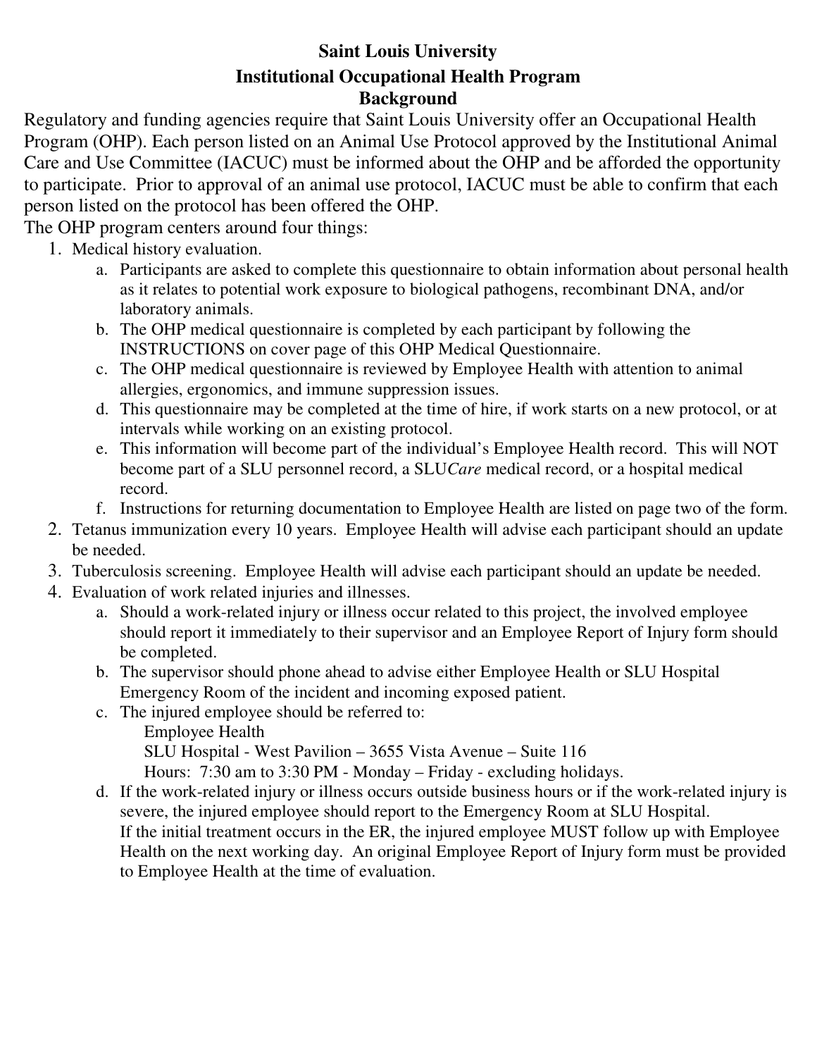# Saint Louis University

## Institutional Occupational Health Program

## Background

Regulatory and funding agencies require that Saint Louis University offer an Occupational Health Program (OHP). Each person listed on an Animal Use Protocol approved by the Institutional Animal Care and Use Committee (IACUC) must be informed about the OHP and be afforded the opportunity to participate. Prior to approval of an animal use protocol, IACUC must be able to confirm that each person listed on the protocol has been offered the OHP.

The OHP program centers around four things:

1. Medical history evaluation.
   a. Participants are asked to complete this questionnaire to obtain information about personal health as it relates to potential work exposure to biological pathogens, recombinant DNA, and/or laboratory animals.
   b. The OHP medical questionnaire is completed by each participant by following the INSTRUCTIONS on cover page of this OHP Medical Questionnaire.
   c. The OHP medical questionnaire is reviewed by Employee Health with attention to animal allergies, ergonomics, and immune suppression issues.
   d. This questionnaire may be completed at the time of hire, if work starts on a new protocol, or at intervals while working on an existing protocol.
   e. This information will become part of the individual's Employee Health record. This will NOT become part of a SLU personnel record, a SLU*Care* medical record, or a hospital medical record.
   f. Instructions for returning documentation to Employee Health are listed on page two of the form.
2. Tetanus immunization every 10 years. Employee Health will advise each participant should an update be needed.
3. Tuberculosis screening. Employee Health will advise each participant should an update be needed.
4. Evaluation of work related injuries and illnesses.
   a. Should a work-related injury or illness occur related to this project, the involved employee should report it immediately to their supervisor and an Employee Report of Injury form should be completed.
   b. The supervisor should phone ahead to advise either Employee Health or SLU Hospital Emergency Room of the incident and incoming exposed patient.
   c. The injured employee should be referred to:
      Employee Health
      SLU Hospital - West Pavilion – 3655 Vista Avenue – Suite 116
      Hours: 7:30 am to 3:30 PM - Monday – Friday - excluding holidays.
   d. If the work-related injury or illness occurs outside business hours or if the work-related injury is severe, the injured employee should report to the Emergency Room at SLU Hospital.
      If the initial treatment occurs in the ER, the injured employee MUST follow up with Employee Health on the next working day. An original Employee Report of Injury form must be provided to Employee Health at the time of evaluation.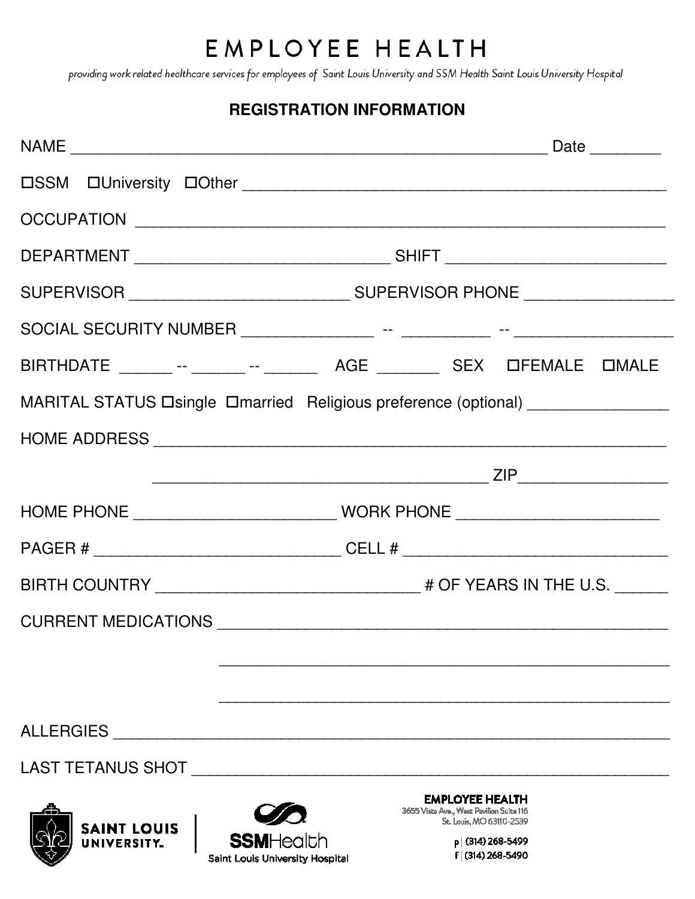# EMPLOYEE HEALTH

*providing work related healthcare services for employees of Saint Louis University and SSM Health Saint Louis University Hospital*

## REGISTRATION INFORMATION

NAME ________________________________________________________ Date ________

☐SSM ☐University ☐Other _______________________________________________

OCCUPATION _______________________________________________________________

DEPARTMENT _____________________________ SHIFT _________________________

SUPERVISOR _________________________ SUPERVISOR PHONE _________________

SOCIAL SECURITY NUMBER _______________ -- __________ -- __________________

BIRTHDATE ______ -- ______ -- ______ AGE _______ SEX ☐FEMALE ☐MALE

MARITAL STATUS ☐single ☐married Religious preference (optional) _______________

HOME ADDRESS ____________________________________________________________

_______________________________________ ZIP________________

HOME PHONE _______________________ WORK PHONE _______________________

PAGER # ____________________________ CELL # _______________________________

BIRTH COUNTRY _______________________________ # OF YEARS IN THE U.S. ______

CURRENT MEDICATIONS _____________________________________________________

_____________________________________________________

_____________________________________________________

ALLERGIES _________________________________________________________________

LAST TETANUS SHOT _________________________________________________________

SAINT LOUIS UNIVERSITY

SSMHealth Saint Louis University Hospital

**EMPLOYEE HEALTH**
3655 Vista Ave., West Pavilion Suite 116
St. Louis, MO 63110-2539

p | (314) 268-5499
f | (314) 268-5490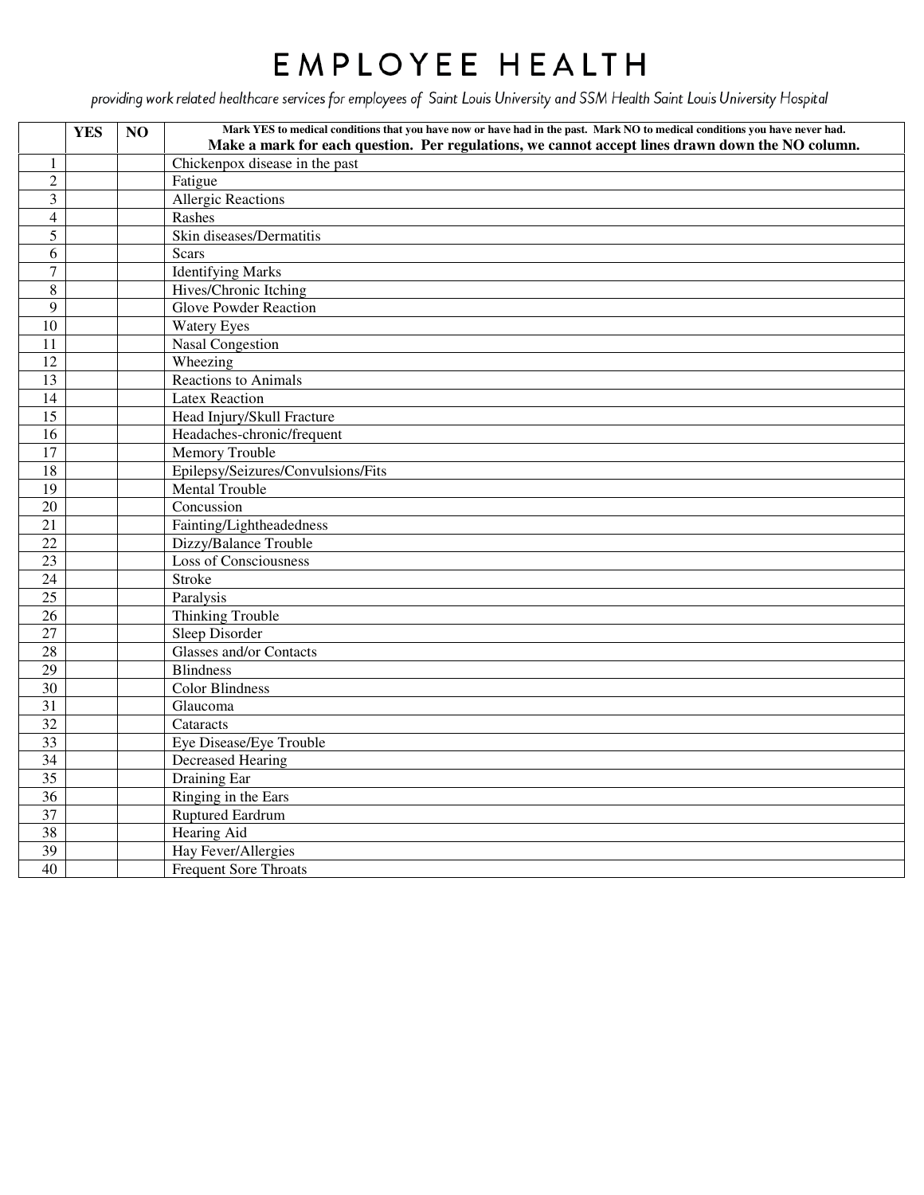# EMPLOYEE HEALTH

*providing work related healthcare services for employees of Saint Louis University and SSM Health Saint Louis University Hospital*

| | YES | NO | Mark YES to medical conditions that you have now or have had in the past. Mark NO to medical conditions you have never had. **Make a mark for each question. Per regulations, we cannot accept lines drawn down the NO column.** |
|---|---|---|---|
| 1 | | | Chickenpox disease in the past |
| 2 | | | Fatigue |
| 3 | | | Allergic Reactions |
| 4 | | | Rashes |
| 5 | | | Skin diseases/Dermatitis |
| 6 | | | Scars |
| 7 | | | Identifying Marks |
| 8 | | | Hives/Chronic Itching |
| 9 | | | Glove Powder Reaction |
| 10 | | | Watery Eyes |
| 11 | | | Nasal Congestion |
| 12 | | | Wheezing |
| 13 | | | Reactions to Animals |
| 14 | | | Latex Reaction |
| 15 | | | Head Injury/Skull Fracture |
| 16 | | | Headaches-chronic/frequent |
| 17 | | | Memory Trouble |
| 18 | | | Epilepsy/Seizures/Convulsions/Fits |
| 19 | | | Mental Trouble |
| 20 | | | Concussion |
| 21 | | | Fainting/Lightheadedness |
| 22 | | | Dizzy/Balance Trouble |
| 23 | | | Loss of Consciousness |
| 24 | | | Stroke |
| 25 | | | Paralysis |
| 26 | | | Thinking Trouble |
| 27 | | | Sleep Disorder |
| 28 | | | Glasses and/or Contacts |
| 29 | | | Blindness |
| 30 | | | Color Blindness |
| 31 | | | Glaucoma |
| 32 | | | Cataracts |
| 33 | | | Eye Disease/Eye Trouble |
| 34 | | | Decreased Hearing |
| 35 | | | Draining Ear |
| 36 | | | Ringing in the Ears |
| 37 | | | Ruptured Eardrum |
| 38 | | | Hearing Aid |
| 39 | | | Hay Fever/Allergies |
| 40 | | | Frequent Sore Throats |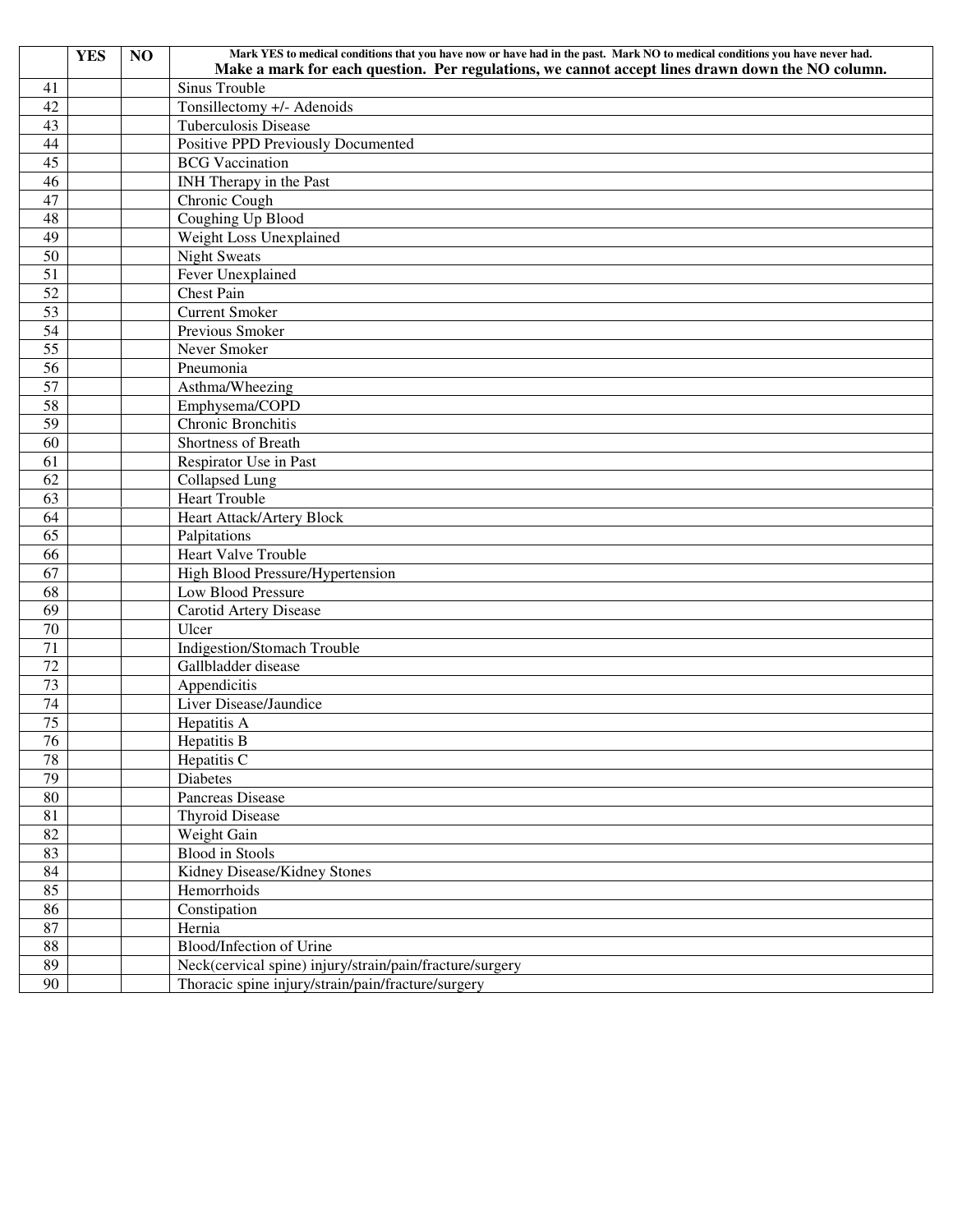| | YES | NO | Mark YES to medical conditions that you have now or have had in the past. Mark NO to medical conditions you have never had. **Make a mark for each question. Per regulations, we cannot accept lines drawn down the NO column.** |
|---|---|---|---|
| 41 | | | Sinus Trouble |
| 42 | | | Tonsillectomy +/- Adenoids |
| 43 | | | Tuberculosis Disease |
| 44 | | | Positive PPD Previously Documented |
| 45 | | | BCG Vaccination |
| 46 | | | INH Therapy in the Past |
| 47 | | | Chronic Cough |
| 48 | | | Coughing Up Blood |
| 49 | | | Weight Loss Unexplained |
| 50 | | | Night Sweats |
| 51 | | | Fever Unexplained |
| 52 | | | Chest Pain |
| 53 | | | Current Smoker |
| 54 | | | Previous Smoker |
| 55 | | | Never Smoker |
| 56 | | | Pneumonia |
| 57 | | | Asthma/Wheezing |
| 58 | | | Emphysema/COPD |
| 59 | | | Chronic Bronchitis |
| 60 | | | Shortness of Breath |
| 61 | | | Respirator Use in Past |
| 62 | | | Collapsed Lung |
| 63 | | | Heart Trouble |
| 64 | | | Heart Attack/Artery Block |
| 65 | | | Palpitations |
| 66 | | | Heart Valve Trouble |
| 67 | | | High Blood Pressure/Hypertension |
| 68 | | | Low Blood Pressure |
| 69 | | | Carotid Artery Disease |
| 70 | | | Ulcer |
| 71 | | | Indigestion/Stomach Trouble |
| 72 | | | Gallbladder disease |
| 73 | | | Appendicitis |
| 74 | | | Liver Disease/Jaundice |
| 75 | | | Hepatitis A |
| 76 | | | Hepatitis B |
| 78 | | | Hepatitis C |
| 79 | | | Diabetes |
| 80 | | | Pancreas Disease |
| 81 | | | Thyroid Disease |
| 82 | | | Weight Gain |
| 83 | | | Blood in Stools |
| 84 | | | Kidney Disease/Kidney Stones |
| 85 | | | Hemorrhoids |
| 86 | | | Constipation |
| 87 | | | Hernia |
| 88 | | | Blood/Infection of Urine |
| 89 | | | Neck(cervical spine) injury/strain/pain/fracture/surgery |
| 90 | | | Thoracic spine injury/strain/pain/fracture/surgery |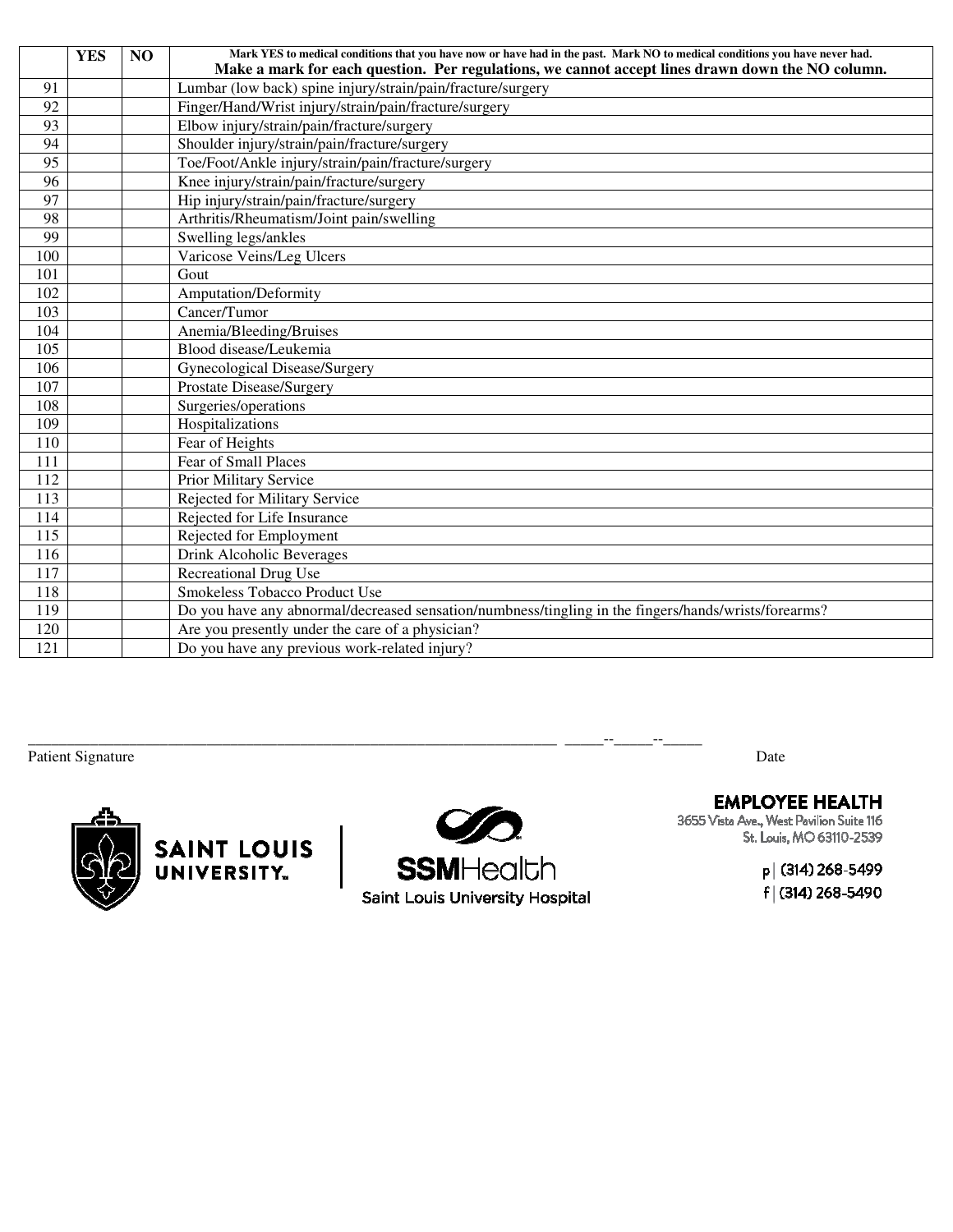| | YES | NO | Mark YES to medical conditions that you have now or have had in the past. Mark NO to medical conditions you have never had. **Make a mark for each question. Per regulations, we cannot accept lines drawn down the NO column.** |
|---|---|---|---|
| 91 | | | Lumbar (low back) spine injury/strain/pain/fracture/surgery |
| 92 | | | Finger/Hand/Wrist injury/strain/pain/fracture/surgery |
| 93 | | | Elbow injury/strain/pain/fracture/surgery |
| 94 | | | Shoulder injury/strain/pain/fracture/surgery |
| 95 | | | Toe/Foot/Ankle injury/strain/pain/fracture/surgery |
| 96 | | | Knee injury/strain/pain/fracture/surgery |
| 97 | | | Hip injury/strain/pain/fracture/surgery |
| 98 | | | Arthritis/Rheumatism/Joint pain/swelling |
| 99 | | | Swelling legs/ankles |
| 100 | | | Varicose Veins/Leg Ulcers |
| 101 | | | Gout |
| 102 | | | Amputation/Deformity |
| 103 | | | Cancer/Tumor |
| 104 | | | Anemia/Bleeding/Bruises |
| 105 | | | Blood disease/Leukemia |
| 106 | | | Gynecological Disease/Surgery |
| 107 | | | Prostate Disease/Surgery |
| 108 | | | Surgeries/operations |
| 109 | | | Hospitalizations |
| 110 | | | Fear of Heights |
| 111 | | | Fear of Small Places |
| 112 | | | Prior Military Service |
| 113 | | | Rejected for Military Service |
| 114 | | | Rejected for Life Insurance |
| 115 | | | Rejected for Employment |
| 116 | | | Drink Alcoholic Beverages |
| 117 | | | Recreational Drug Use |
| 118 | | | Smokeless Tobacco Product Use |
| 119 | | | Do you have any abnormal/decreased sensation/numbness/tingling in the fingers/hands/wrists/forearms? |
| 120 | | | Are you presently under the care of a physician? |
| 121 | | | Do you have any previous work-related injury? |

_______________________________________________ _____--_____--_____

Patient Signature Date

SAINT LOUIS UNIVERSITY.

SSMHealth
Saint Louis University Hospital

**EMPLOYEE HEALTH**
3655 Vista Ave., West Pavilion Suite 116
St. Louis, MO 63110-2539

p | (314) 268-5499
f | (314) 268-5490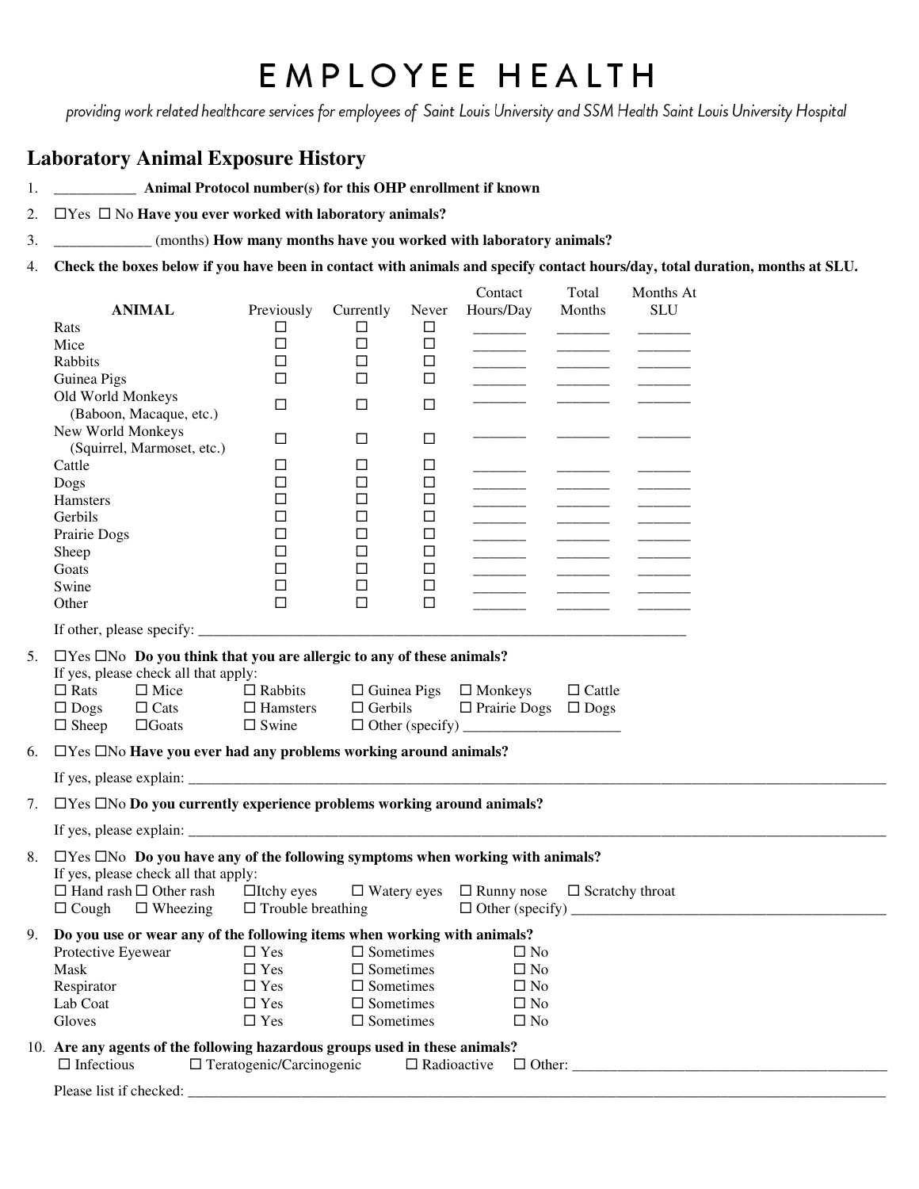# EMPLOYEE HEALTH

*providing work related healthcare services for employees of Saint Louis University and SSM Health Saint Louis University Hospital*

## Laboratory Animal Exposure History

1. ___________ **Animal Protocol number(s) for this OHP enrollment if known**
2. ☐Yes ☐ No **Have you ever worked with laboratory animals?**
3. _____________ (months) **How many months have you worked with laboratory animals?**
4. **Check the boxes below if you have been in contact with animals and specify contact hours/day, total duration, months at SLU.**

| ANIMAL | Previously | Currently | Never | Contact Hours/Day | Total Months | Months At SLU |
|---|---|---|---|---|---|---|
| Rats | ☐ | ☐ | ☐ | _______ | _______ | _______ |
| Mice | ☐ | ☐ | ☐ | _______ | _______ | _______ |
| Rabbits | ☐ | ☐ | ☐ | _______ | _______ | _______ |
| Guinea Pigs | ☐ | ☐ | ☐ | _______ | _______ | _______ |
| Old World Monkeys (Baboon, Macaque, etc.) | ☐ | ☐ | ☐ | _______ | _______ | _______ |
| New World Monkeys (Squirrel, Marmoset, etc.) | ☐ | ☐ | ☐ | _______ | _______ | _______ |
| Cattle | ☐ | ☐ | ☐ | _______ | _______ | _______ |
| Dogs | ☐ | ☐ | ☐ | _______ | _______ | _______ |
| Hamsters | ☐ | ☐ | ☐ | _______ | _______ | _______ |
| Gerbils | ☐ | ☐ | ☐ | _______ | _______ | _______ |
| Prairie Dogs | ☐ | ☐ | ☐ | _______ | _______ | _______ |
| Sheep | ☐ | ☐ | ☐ | _______ | _______ | _______ |
| Goats | ☐ | ☐ | ☐ | _______ | _______ | _______ |
| Swine | ☐ | ☐ | ☐ | _______ | _______ | _______ |
| Other | ☐ | ☐ | ☐ | _______ | _______ | _______ |

If other, please specify: ______________________________________________________________________

5. ☐Yes ☐No **Do you think that you are allergic to any of these animals?**
   If yes, please check all that apply:
   ☐ Rats ☐ Mice ☐ Rabbits ☐ Guinea Pigs ☐ Monkeys ☐ Cattle
   ☐ Dogs ☐ Cats ☐ Hamsters ☐ Gerbils ☐ Prairie Dogs ☐ Dogs
   ☐ Sheep ☐Goats ☐ Swine ☐ Other (specify) ____________________

6. ☐Yes ☐No **Have you ever had any problems working around animals?**
   If yes, please explain: ______________________________________________________________________

7. ☐Yes ☐No **Do you currently experience problems working around animals?**
   If yes, please explain: ______________________________________________________________________

8. ☐Yes ☐No **Do you have any of the following symptoms when working with animals?**
   If yes, please check all that apply:
   ☐ Hand rash ☐ Other rash ☐Itchy eyes ☐ Watery eyes ☐ Runny nose ☐ Scratchy throat
   ☐ Cough ☐ Wheezing ☐ Trouble breathing ☐ Other (specify) ________________________________

9. **Do you use or wear any of the following items when working with animals?**

| | | | |
|---|---|---|---|
| Protective Eyewear | ☐ Yes | ☐ Sometimes | ☐ No |
| Mask | ☐ Yes | ☐ Sometimes | ☐ No |
| Respirator | ☐ Yes | ☐ Sometimes | ☐ No |
| Lab Coat | ☐ Yes | ☐ Sometimes | ☐ No |
| Gloves | ☐ Yes | ☐ Sometimes | ☐ No |

10. **Are any agents of the following hazardous groups used in these animals?**
    ☐ Infectious ☐ Teratogenic/Carcinogenic ☐ Radioactive ☐ Other: ________________________________
    
    Please list if checked: ______________________________________________________________________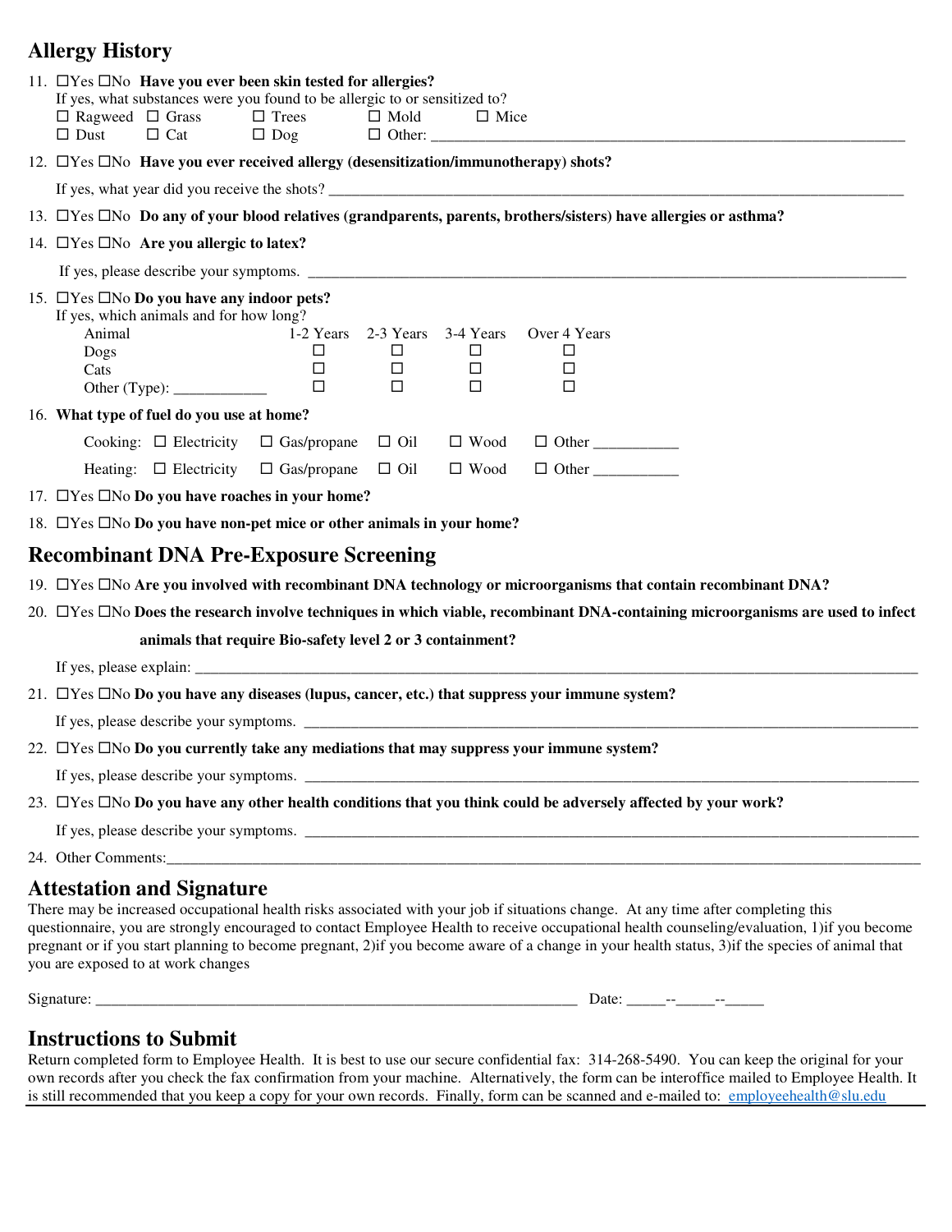## Allergy History

11. ☐Yes ☐No **Have you ever been skin tested for allergies?**
    If yes, what substances were you found to be allergic to or sensitized to?
    ☐ Ragweed ☐ Grass ☐ Trees ☐ Mold ☐ Mice
    ☐ Dust ☐ Cat ☐ Dog ☐ Other: ______________________________

12. ☐Yes ☐No **Have you ever received allergy (desensitization/immunotherapy) shots?**

    If yes, what year did you receive the shots? ______________________________

13. ☐Yes ☐No **Do any of your blood relatives (grandparents, parents, brothers/sisters) have allergies or asthma?**

14. ☐Yes ☐No **Are you allergic to latex?**

    If yes, please describe your symptoms. ______________________________

15. ☐Yes ☐No **Do you have any indoor pets?**
    If yes, which animals and for how long?

| Animal | 1-2 Years | 2-3 Years | 3-4 Years | Over 4 Years |
|---|---|---|---|---|
| Dogs | ☐ | ☐ | ☐ | ☐ |
| Cats | ☐ | ☐ | ☐ | ☐ |
| Other (Type): ____________ | ☐ | ☐ | ☐ | ☐ |

16. **What type of fuel do you use at home?**

    Cooking: ☐ Electricity ☐ Gas/propane ☐ Oil ☐ Wood ☐ Other ___________

    Heating: ☐ Electricity ☐ Gas/propane ☐ Oil ☐ Wood ☐ Other ___________

17. ☐Yes ☐No **Do you have roaches in your home?**

18. ☐Yes ☐No **Do you have non-pet mice or other animals in your home?**

## Recombinant DNA Pre-Exposure Screening

19. ☐Yes ☐No **Are you involved with recombinant DNA technology or microorganisms that contain recombinant DNA?**

20. ☐Yes ☐No **Does the research involve techniques in which viable, recombinant DNA-containing microorganisms are used to infect animals that require Bio-safety level 2 or 3 containment?**

    If yes, please explain: ______________________________

21. ☐Yes ☐No **Do you have any diseases (lupus, cancer, etc.) that suppress your immune system?**

    If yes, please describe your symptoms. ______________________________

22. ☐Yes ☐No **Do you currently take any mediations that may suppress your immune system?**

    If yes, please describe your symptoms. ______________________________

23. ☐Yes ☐No **Do you have any other health conditions that you think could be adversely affected by your work?**

    If yes, please describe your symptoms. ______________________________

24. Other Comments:______________________________

## Attestation and Signature

There may be increased occupational health risks associated with your job if situations change. At any time after completing this questionnaire, you are strongly encouraged to contact Employee Health to receive occupational health counseling/evaluation, 1)if you become pregnant or if you start planning to become pregnant, 2)if you become aware of a change in your health status, 3)if the species of animal that you are exposed to at work changes

Signature: ______________________________ Date: _____--_____--_____

## Instructions to Submit

Return completed form to Employee Health. It is best to use our secure confidential fax: 314-268-5490. You can keep the original for your own records after you check the fax confirmation from your machine. Alternatively, the form can be interoffice mailed to Employee Health. It is still recommended that you keep a copy for your own records. Finally, form can be scanned and e-mailed to: employeehealth@slu.edu